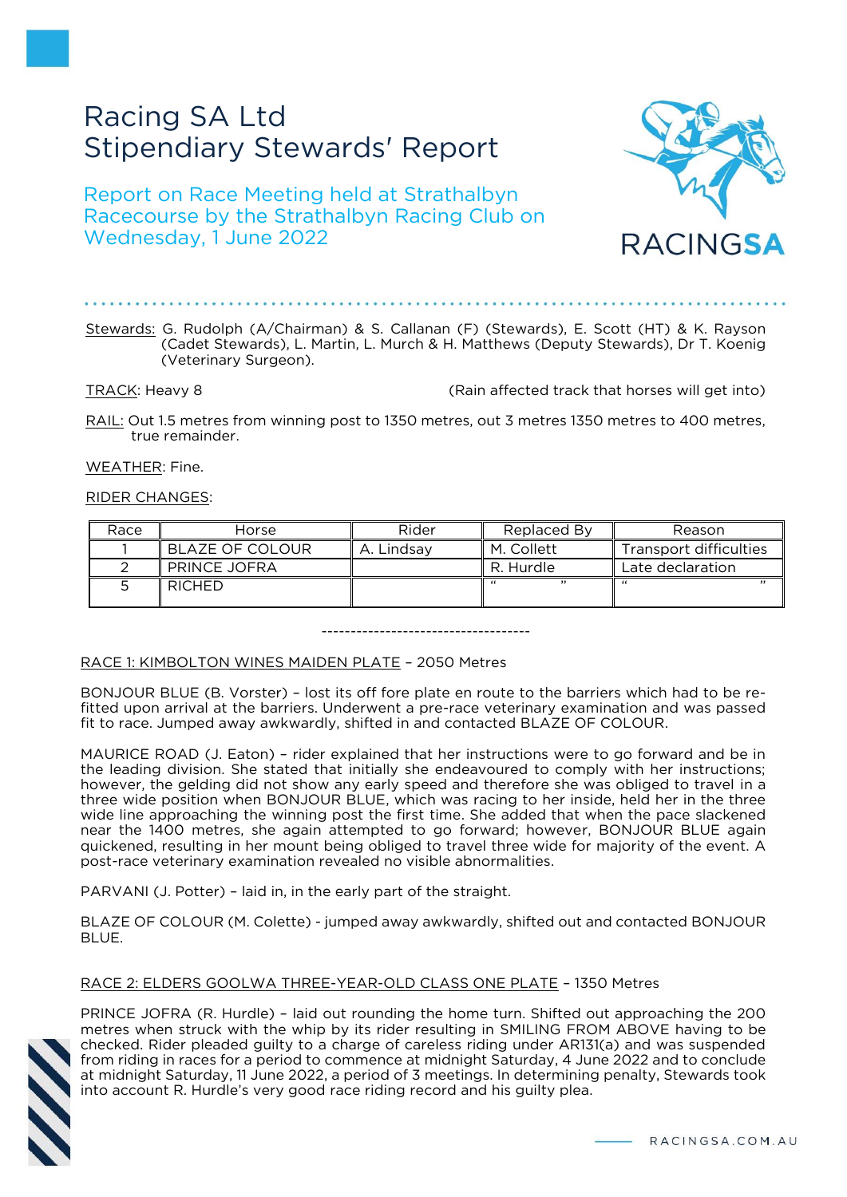# Racing SA Ltd
# Stipendiary Stewards' Report

## Report on Race Meeting held at Strathalbyn Racecourse by the Strathalbyn Racing Club on Wednesday, 1 June 2022

Stewards: G. Rudolph (A/Chairman) & S. Callanan (F) (Stewards), E. Scott (HT) & K. Rayson (Cadet Stewards), L. Martin, L. Murch & H. Matthews (Deputy Stewards), Dr T. Koenig (Veterinary Surgeon).

TRACK: Heavy 8 (Rain affected track that horses will get into)

RAIL: Out 1.5 metres from winning post to 1350 metres, out 3 metres 1350 metres to 400 metres, true remainder.

WEATHER: Fine.

RIDER CHANGES:

| Race | Horse | Rider | Replaced By | Reason |
|---|---|---|---|---|
| 1 | BLAZE OF COLOUR | A. Lindsay | M. Collett | Transport difficulties |
| 2 | PRINCE JOFRA | | R. Hurdle | Late declaration |
| 5 | RICHED | | " " | " " |

------------------------------------

RACE 1: KIMBOLTON WINES MAIDEN PLATE – 2050 Metres

BONJOUR BLUE (B. Vorster) – lost its off fore plate en route to the barriers which had to be re-fitted upon arrival at the barriers. Underwent a pre-race veterinary examination and was passed fit to race. Jumped away awkwardly, shifted in and contacted BLAZE OF COLOUR.

MAURICE ROAD (J. Eaton) – rider explained that her instructions were to go forward and be in the leading division. She stated that initially she endeavoured to comply with her instructions; however, the gelding did not show any early speed and therefore she was obliged to travel in a three wide position when BONJOUR BLUE, which was racing to her inside, held her in the three wide line approaching the winning post the first time. She added that when the pace slackened near the 1400 metres, she again attempted to go forward; however, BONJOUR BLUE again quickened, resulting in her mount being obliged to travel three wide for majority of the event. A post-race veterinary examination revealed no visible abnormalities.

PARVANI (J. Potter) – laid in, in the early part of the straight.

BLAZE OF COLOUR (M. Colette) - jumped away awkwardly, shifted out and contacted BONJOUR BLUE.

RACE 2: ELDERS GOOLWA THREE-YEAR-OLD CLASS ONE PLATE – 1350 Metres

PRINCE JOFRA (R. Hurdle) – laid out rounding the home turn. Shifted out approaching the 200 metres when struck with the whip by its rider resulting in SMILING FROM ABOVE having to be checked. Rider pleaded guilty to a charge of careless riding under AR131(a) and was suspended from riding in races for a period to commence at midnight Saturday, 4 June 2022 and to conclude at midnight Saturday, 11 June 2022, a period of 3 meetings. In determining penalty, Stewards took into account R. Hurdle's very good race riding record and his guilty plea.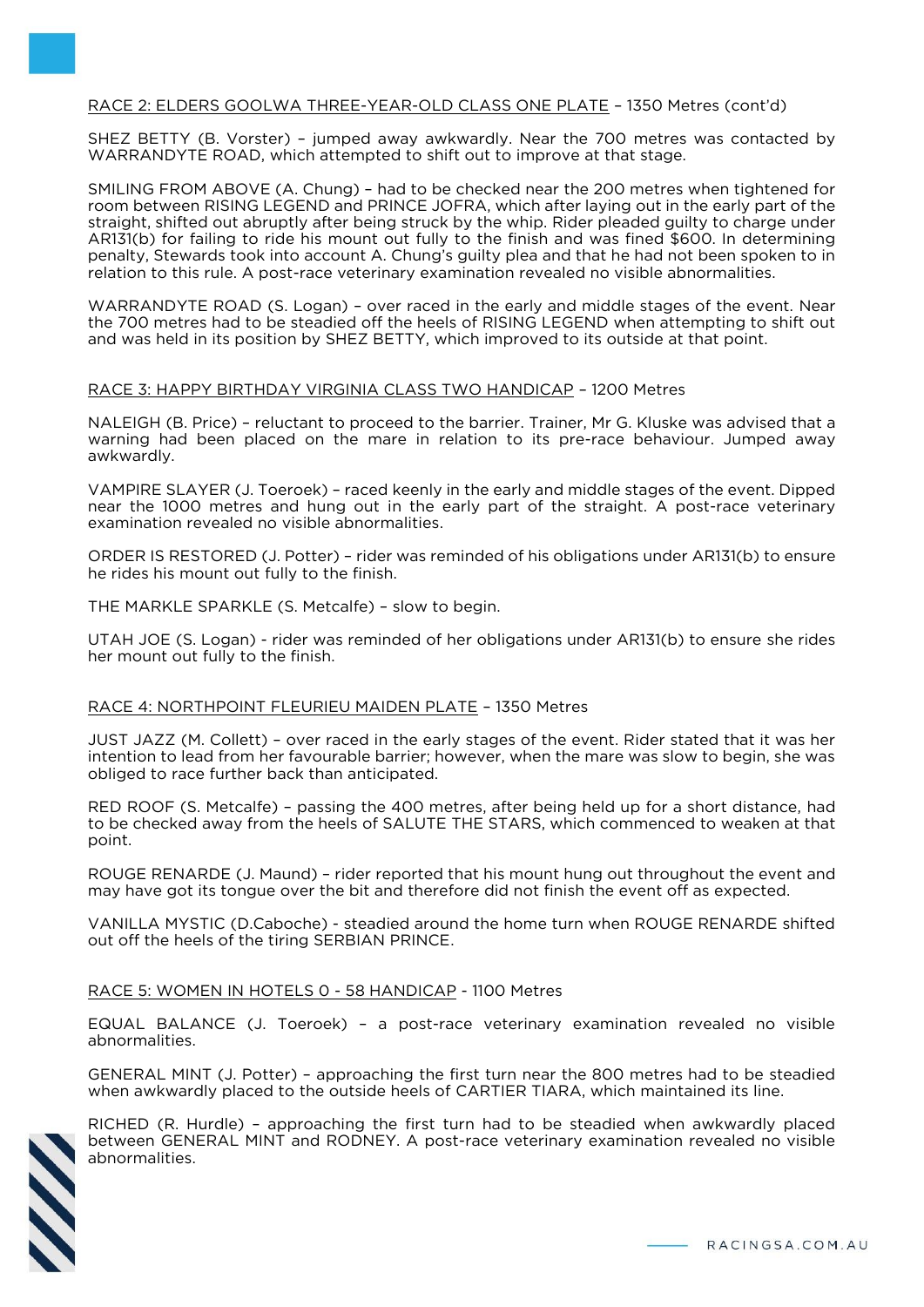RACE 2: ELDERS GOOLWA THREE-YEAR-OLD CLASS ONE PLATE – 1350 Metres (cont'd)

SHEZ BETTY (B. Vorster) – jumped away awkwardly. Near the 700 metres was contacted by WARRANDYTE ROAD, which attempted to shift out to improve at that stage.

SMILING FROM ABOVE (A. Chung) – had to be checked near the 200 metres when tightened for room between RISING LEGEND and PRINCE JOFRA, which after laying out in the early part of the straight, shifted out abruptly after being struck by the whip. Rider pleaded guilty to charge under AR131(b) for failing to ride his mount out fully to the finish and was fined $600. In determining penalty, Stewards took into account A. Chung's guilty plea and that he had not been spoken to in relation to this rule. A post-race veterinary examination revealed no visible abnormalities.

WARRANDYTE ROAD (S. Logan) – over raced in the early and middle stages of the event. Near the 700 metres had to be steadied off the heels of RISING LEGEND when attempting to shift out and was held in its position by SHEZ BETTY, which improved to its outside at that point.

RACE 3: HAPPY BIRTHDAY VIRGINIA CLASS TWO HANDICAP – 1200 Metres

NALEIGH (B. Price) – reluctant to proceed to the barrier. Trainer, Mr G. Kluske was advised that a warning had been placed on the mare in relation to its pre-race behaviour. Jumped away awkwardly.

VAMPIRE SLAYER (J. Toeroek) – raced keenly in the early and middle stages of the event. Dipped near the 1000 metres and hung out in the early part of the straight. A post-race veterinary examination revealed no visible abnormalities.

ORDER IS RESTORED (J. Potter) – rider was reminded of his obligations under AR131(b) to ensure he rides his mount out fully to the finish.

THE MARKLE SPARKLE (S. Metcalfe) – slow to begin.

UTAH JOE (S. Logan) - rider was reminded of her obligations under AR131(b) to ensure she rides her mount out fully to the finish.

RACE 4: NORTHPOINT FLEURIEU MAIDEN PLATE – 1350 Metres

JUST JAZZ (M. Collett) – over raced in the early stages of the event. Rider stated that it was her intention to lead from her favourable barrier; however, when the mare was slow to begin, she was obliged to race further back than anticipated.

RED ROOF (S. Metcalfe) – passing the 400 metres, after being held up for a short distance, had to be checked away from the heels of SALUTE THE STARS, which commenced to weaken at that point.

ROUGE RENARDE (J. Maund) – rider reported that his mount hung out throughout the event and may have got its tongue over the bit and therefore did not finish the event off as expected.

VANILLA MYSTIC (D.Caboche) - steadied around the home turn when ROUGE RENARDE shifted out off the heels of the tiring SERBIAN PRINCE.

RACE 5: WOMEN IN HOTELS 0 - 58 HANDICAP - 1100 Metres

EQUAL BALANCE (J. Toeroek) – a post-race veterinary examination revealed no visible abnormalities.

GENERAL MINT (J. Potter) – approaching the first turn near the 800 metres had to be steadied when awkwardly placed to the outside heels of CARTIER TIARA, which maintained its line.

RICHED (R. Hurdle) – approaching the first turn had to be steadied when awkwardly placed between GENERAL MINT and RODNEY. A post-race veterinary examination revealed no visible abnormalities.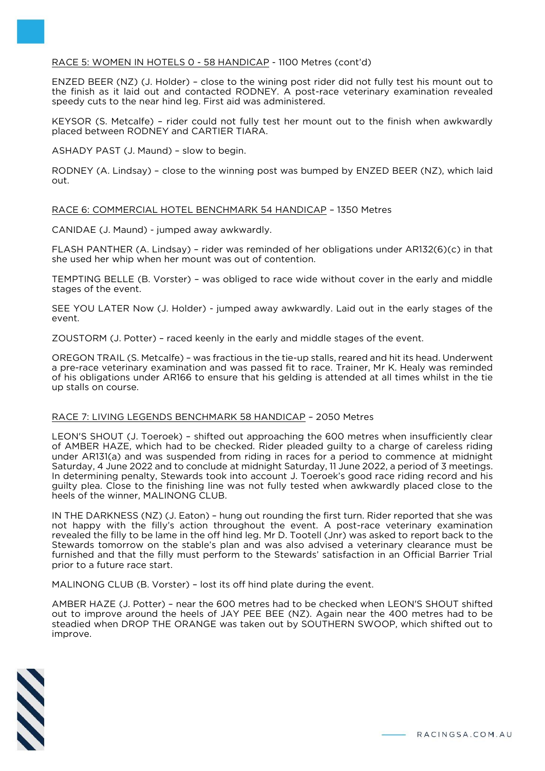RACE 5: WOMEN IN HOTELS 0 - 58 HANDICAP - 1100 Metres (cont'd)

ENZED BEER (NZ) (J. Holder) – close to the wining post rider did not fully test his mount out to the finish as it laid out and contacted RODNEY. A post-race veterinary examination revealed speedy cuts to the near hind leg. First aid was administered.

KEYSOR (S. Metcalfe) – rider could not fully test her mount out to the finish when awkwardly placed between RODNEY and CARTIER TIARA.

ASHADY PAST (J. Maund) – slow to begin.

RODNEY (A. Lindsay) – close to the winning post was bumped by ENZED BEER (NZ), which laid out.

RACE 6: COMMERCIAL HOTEL BENCHMARK 54 HANDICAP – 1350 Metres

CANIDAE (J. Maund) - jumped away awkwardly.

FLASH PANTHER (A. Lindsay) – rider was reminded of her obligations under AR132(6)(c) in that she used her whip when her mount was out of contention.

TEMPTING BELLE (B. Vorster) – was obliged to race wide without cover in the early and middle stages of the event.

SEE YOU LATER Now (J. Holder) - jumped away awkwardly. Laid out in the early stages of the event.

ZOUSTORM (J. Potter) – raced keenly in the early and middle stages of the event.

OREGON TRAIL (S. Metcalfe) – was fractious in the tie-up stalls, reared and hit its head. Underwent a pre-race veterinary examination and was passed fit to race. Trainer, Mr K. Healy was reminded of his obligations under AR166 to ensure that his gelding is attended at all times whilst in the tie up stalls on course.

RACE 7: LIVING LEGENDS BENCHMARK 58 HANDICAP – 2050 Metres

LEON'S SHOUT (J. Toeroek) – shifted out approaching the 600 metres when insufficiently clear of AMBER HAZE, which had to be checked. Rider pleaded guilty to a charge of careless riding under AR131(a) and was suspended from riding in races for a period to commence at midnight Saturday, 4 June 2022 and to conclude at midnight Saturday, 11 June 2022, a period of 3 meetings. In determining penalty, Stewards took into account J. Toeroek's good race riding record and his guilty plea. Close to the finishing line was not fully tested when awkwardly placed close to the heels of the winner, MALINONG CLUB.

IN THE DARKNESS (NZ) (J. Eaton) – hung out rounding the first turn. Rider reported that she was not happy with the filly's action throughout the event. A post-race veterinary examination revealed the filly to be lame in the off hind leg. Mr D. Tootell (Jnr) was asked to report back to the Stewards tomorrow on the stable's plan and was also advised a veterinary clearance must be furnished and that the filly must perform to the Stewards' satisfaction in an Official Barrier Trial prior to a future race start.

MALINONG CLUB (B. Vorster) – lost its off hind plate during the event.

AMBER HAZE (J. Potter) – near the 600 metres had to be checked when LEON'S SHOUT shifted out to improve around the heels of JAY PEE BEE (NZ). Again near the 400 metres had to be steadied when DROP THE ORANGE was taken out by SOUTHERN SWOOP, which shifted out to improve.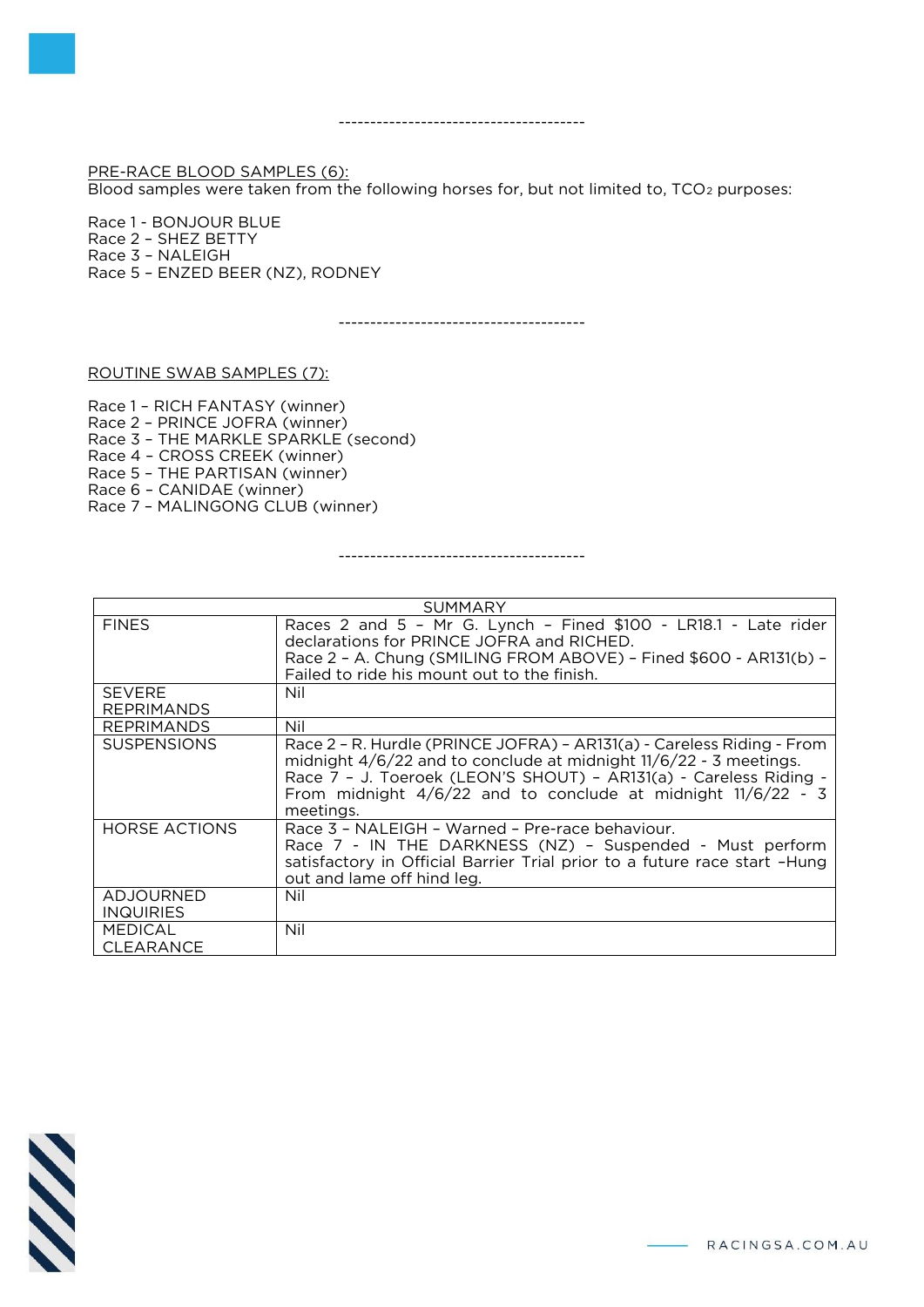---------------------------------------

PRE-RACE BLOOD SAMPLES (6):

Blood samples were taken from the following horses for, but not limited to, $TCO_2$ purposes:

Race 1 - BONJOUR BLUE
Race 2 – SHEZ BETTY
Race 3 – NALEIGH
Race 5 – ENZED BEER (NZ), RODNEY

---------------------------------------

ROUTINE SWAB SAMPLES (7):

Race 1 – RICH FANTASY (winner)
Race 2 – PRINCE JOFRA (winner)
Race 3 – THE MARKLE SPARKLE (second)
Race 4 – CROSS CREEK (winner)
Race 5 – THE PARTISAN (winner)
Race 6 – CANIDAE (winner)
Race 7 – MALINGONG CLUB (winner)

---------------------------------------

| SUMMARY | |
|---|---|
| FINES | Races 2 and 5 – Mr G. Lynch – Fined $100 - LR18.1 - Late rider declarations for PRINCE JOFRA and RICHED.<br>Race 2 – A. Chung (SMILING FROM ABOVE) – Fined $600 - AR131(b) – Failed to ride his mount out to the finish. |
| SEVERE REPRIMANDS | Nil |
| REPRIMANDS | Nil |
| SUSPENSIONS | Race 2 – R. Hurdle (PRINCE JOFRA) – AR131(a) - Careless Riding - From midnight 4/6/22 and to conclude at midnight 11/6/22 - 3 meetings.<br>Race 7 – J. Toeroek (LEON'S SHOUT) – AR131(a) - Careless Riding - From midnight 4/6/22 and to conclude at midnight 11/6/22 - 3 meetings. |
| HORSE ACTIONS | Race 3 – NALEIGH – Warned – Pre-race behaviour.<br>Race 7 - IN THE DARKNESS (NZ) – Suspended - Must perform satisfactory in Official Barrier Trial prior to a future race start –Hung out and lame off hind leg. |
| ADJOURNED INQUIRIES | Nil |
| MEDICAL CLEARANCE | Nil |